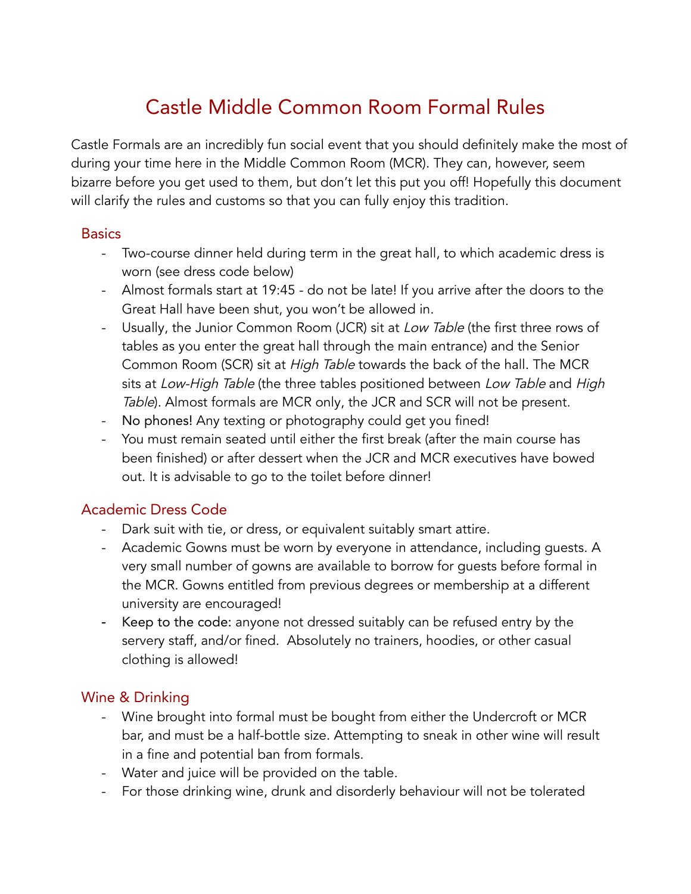# Castle Middle Common Room Formal Rules

Castle Formals are an incredibly fun social event that you should definitely make the most of during your time here in the Middle Common Room (MCR). They can, however, seem bizarre before you get used to them, but don't let this put you off! Hopefully this document will clarify the rules and customs so that you can fully enjoy this tradition.

## Basics

- Two-course dinner held during term in the great hall, to which academic dress is worn (see dress code below)
- Almost formals start at 19:45 - do not be late! If you arrive after the doors to the Great Hall have been shut, you won't be allowed in.
- Usually, the Junior Common Room (JCR) sit at *Low Table* (the first three rows of tables as you enter the great hall through the main entrance) and the Senior Common Room (SCR) sit at *High Table* towards the back of the hall. The MCR sits at *Low-High Table* (the three tables positioned between *Low Table* and *High Table*). Almost formals are MCR only, the JCR and SCR will not be present.
- No phones! Any texting or photography could get you fined!
- You must remain seated until either the first break (after the main course has been finished) or after dessert when the JCR and MCR executives have bowed out. It is advisable to go to the toilet before dinner!

## Academic Dress Code

- Dark suit with tie, or dress, or equivalent suitably smart attire.
- Academic Gowns must be worn by everyone in attendance, including guests. A very small number of gowns are available to borrow for guests before formal in the MCR. Gowns entitled from previous degrees or membership at a different university are encouraged!
- Keep to the code: anyone not dressed suitably can be refused entry by the servery staff, and/or fined. Absolutely no trainers, hoodies, or other casual clothing is allowed!

## Wine & Drinking

- Wine brought into formal must be bought from either the Undercroft or MCR bar, and must be a half-bottle size. Attempting to sneak in other wine will result in a fine and potential ban from formals.
- Water and juice will be provided on the table.
- For those drinking wine, drunk and disorderly behaviour will not be tolerated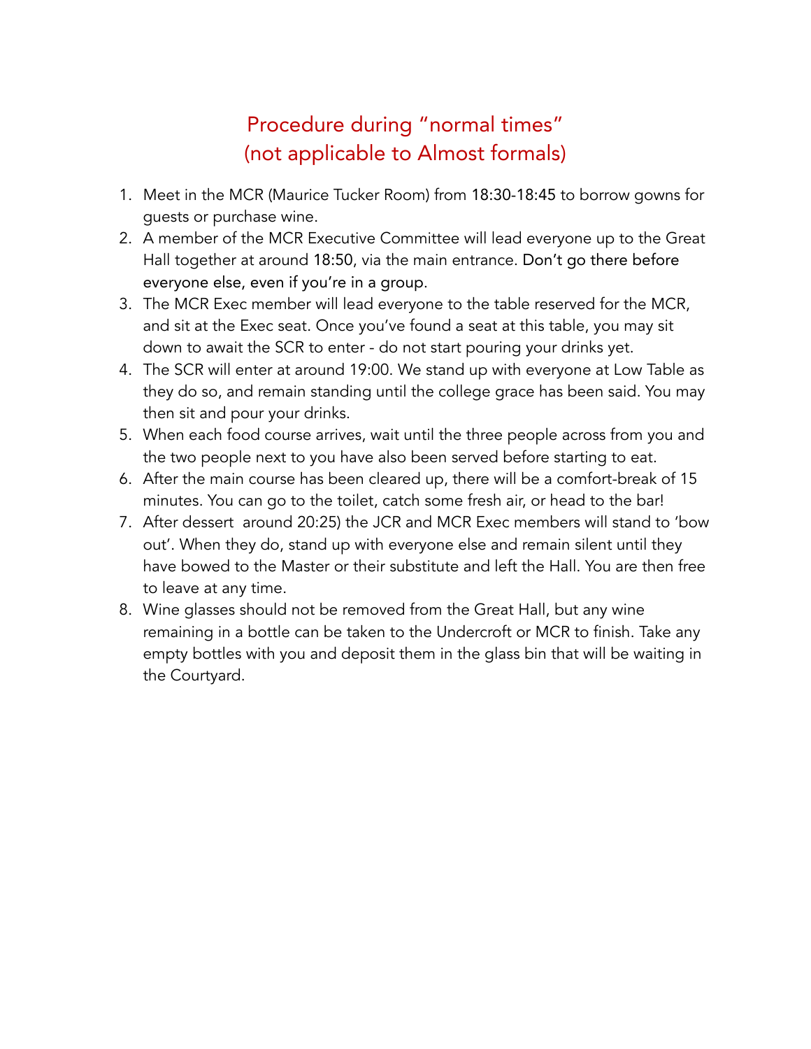# Procedure during "normal times"
# (not applicable to Almost formals)

1. Meet in the MCR (Maurice Tucker Room) from 18:30-18:45 to borrow gowns for guests or purchase wine.
2. A member of the MCR Executive Committee will lead everyone up to the Great Hall together at around 18:50, via the main entrance. Don't go there before everyone else, even if you're in a group.
3. The MCR Exec member will lead everyone to the table reserved for the MCR, and sit at the Exec seat. Once you've found a seat at this table, you may sit down to await the SCR to enter - do not start pouring your drinks yet.
4. The SCR will enter at around 19:00. We stand up with everyone at Low Table as they do so, and remain standing until the college grace has been said. You may then sit and pour your drinks.
5. When each food course arrives, wait until the three people across from you and the two people next to you have also been served before starting to eat.
6. After the main course has been cleared up, there will be a comfort-break of 15 minutes. You can go to the toilet, catch some fresh air, or head to the bar!
7. After dessert  around 20:25) the JCR and MCR Exec members will stand to 'bow out'. When they do, stand up with everyone else and remain silent until they have bowed to the Master or their substitute and left the Hall. You are then free to leave at any time.
8. Wine glasses should not be removed from the Great Hall, but any wine remaining in a bottle can be taken to the Undercroft or MCR to finish. Take any empty bottles with you and deposit them in the glass bin that will be waiting in the Courtyard.